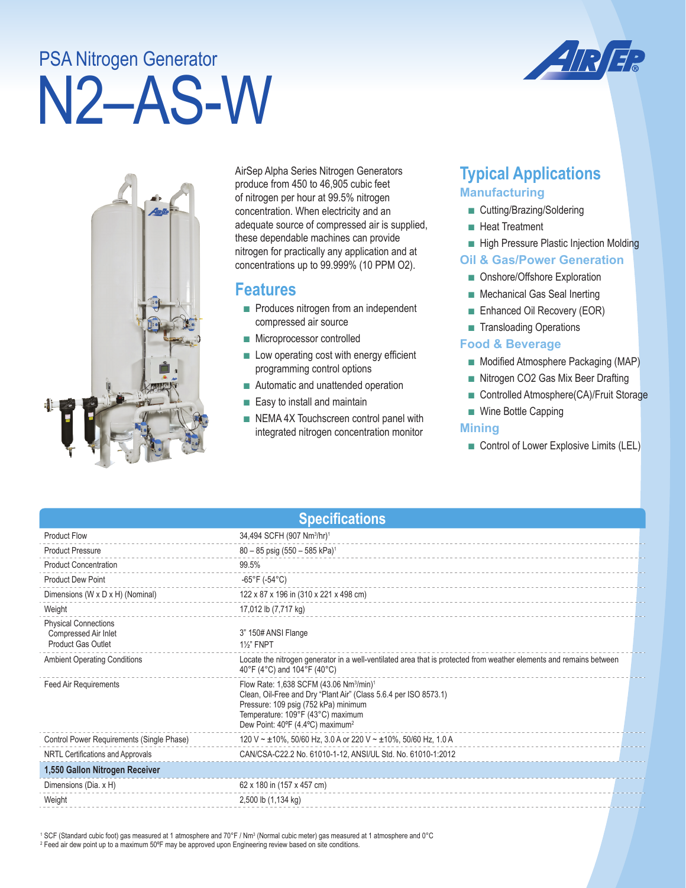# PSA Nitrogen Generator

# N2–AS-W

AirSep Alpha Series Nitrogen Generators produce from 450 to 46,905 cubic feet of nitrogen per hour at 99.5% nitrogen concentration. When electricity and an adequate source of compressed air is supplied, these dependable machines can provide nitrogen for practically any application and at concentrations up to 99.999% (10 PPM O2).

## Features

- Produces nitrogen from an independent compressed air source
- Microprocessor controlled
- Low operating cost with energy efficient programming control options
- Automatic and unattended operation
- Easy to install and maintain
- NEMA 4X Touchscreen control panel with integrated nitrogen concentration monitor

## Typical Applications

### Manufacturing

- Cutting/Brazing/Soldering
- Heat Treatment
- High Pressure Plastic Injection Molding

### Oil & Gas/Power Generation

- Onshore/Offshore Exploration
- Mechanical Gas Seal Inerting
- Enhanced Oil Recovery (EOR)
- Transloading Operations

### Food & Beverage

- Modified Atmosphere Packaging (MAP)
- Nitrogen CO2 Gas Mix Beer Drafting
- Controlled Atmosphere(CA)/Fruit Storage
- Wine Bottle Capping

### Mining

- Control of Lower Explosive Limits (LEL)

## Specifications

| | |
|---|---|
| Product Flow | 34,494 SCFH (907 Nm³/hr)[1] |
| Product Pressure | 80 – 85 psig (550 – 585 kPa)[1] |
| Product Concentration | 99.5% |
| Product Dew Point | -65°F (-54°C) |
| Dimensions (W x D x H) (Nominal) | 122 x 87 x 196 in (310 x 221 x 498 cm) |
| Weight | 17,012 lb (7,717 kg) |
| Physical Connections<br>Compressed Air Inlet<br>Product Gas Outlet | <br>3" 150# ANSI Flange<br>1½" FNPT |
| Ambient Operating Conditions | Locate the nitrogen generator in a well-ventilated area that is protected from weather elements and remains between 40°F (4°C) and 104°F (40°C) |
| Feed Air Requirements | Flow Rate: 1,638 SCFM (43.06 Nm³/min)[1]<br>Clean, Oil-Free and Dry "Plant Air" (Class 5.6.4 per ISO 8573.1)<br>Pressure: 109 psig (752 kPa) minimum<br>Temperature: 109°F (43°C) maximum<br>Dew Point: 40ºF (4.4ºC) maximum[2] |
| Control Power Requirements (Single Phase) | 120 V ~ ±10%, 50/60 Hz, 3.0 A or 220 V ~ ±10%, 50/60 Hz, 1.0 A |
| NRTL Certifications and Approvals | CAN/CSA-C22.2 No. 61010-1-12, ANSI/UL Std. No. 61010-1:2012 |
| **1,550 Gallon Nitrogen Receiver** | |
| Dimensions (Dia. x H) | 62 x 180 in (157 x 457 cm) |
| Weight | 2,500 lb (1,134 kg) |

[1] SCF (Standard cubic foot) gas measured at 1 atmosphere and 70°F / Nm³ (Normal cubic meter) gas measured at 1 atmosphere and 0°C
[2] Feed air dew point up to a maximum 50ºF may be approved upon Engineering review based on site conditions.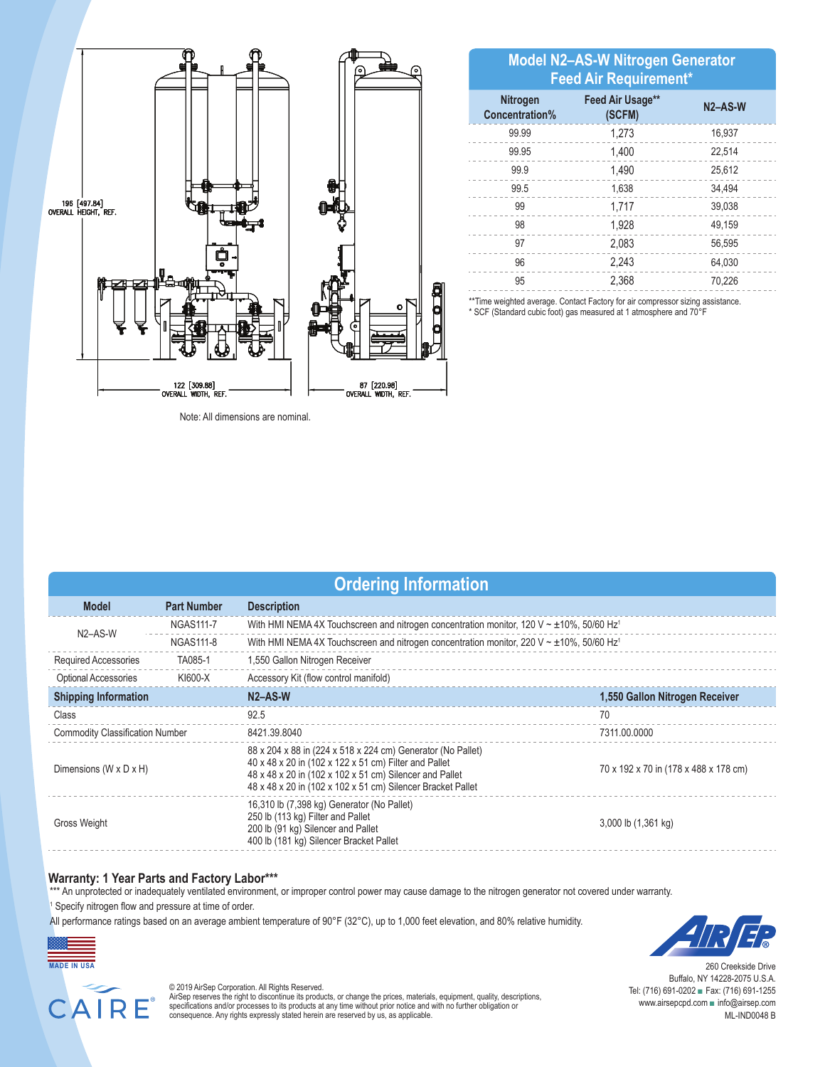196 [497.84]
OVERALL HEIGHT, REF.

122 [309.88]
OVERALL WIDTH, REF.

87 [220.98]
OVERALL WIDTH, REF.

Note: All dimensions are nominal.

## Model N2–AS-W Nitrogen Generator Feed Air Requirement*

| Nitrogen Concentration% | Feed Air Usage** (SCFM) | N2–AS-W |
|---|---|---|
| 99.99 | 1,273 | 16,937 |
| 99.95 | 1,400 | 22,514 |
| 99.9 | 1,490 | 25,612 |
| 99.5 | 1,638 | 34,494 |
| 99 | 1,717 | 39,038 |
| 98 | 1,928 | 49,159 |
| 97 | 2,083 | 56,595 |
| 96 | 2,243 | 64,030 |
| 95 | 2,368 | 70,226 |

**Time weighted average. Contact Factory for air compressor sizing assistance.
* SCF (Standard cubic foot) gas measured at 1 atmosphere and 70°F

## Ordering Information

| Model | Part Number | Description |
|---|---|---|
| N2–AS-W | NGAS111-7 | With HMI NEMA 4X Touchscreen and nitrogen concentration monitor, 120 V ~ ±10%, 50/60 Hz[1] |
| | NGAS111-8 | With HMI NEMA 4X Touchscreen and nitrogen concentration monitor, 220 V ~ ±10%, 50/60 Hz[1] |
| Required Accessories | TA085-1 | 1,550 Gallon Nitrogen Receiver |
| Optional Accessories | KI600-X | Accessory Kit (flow control manifold) |

| Shipping Information | N2–AS-W | 1,550 Gallon Nitrogen Receiver |
|---|---|---|
| Class | 92.5 | 70 |
| Commodity Classification Number | 8421.39.8040 | 7311.00.0000 |
| Dimensions (W x D x H) | 88 x 204 x 88 in (224 x 518 x 224 cm) Generator (No Pallet)<br>40 x 48 x 20 in (102 x 122 x 51 cm) Filter and Pallet<br>48 x 48 x 20 in (102 x 102 x 51 cm) Silencer and Pallet<br>48 x 48 x 20 in (102 x 102 x 51 cm) Silencer Bracket Pallet | 70 x 192 x 70 in (178 x 488 x 178 cm) |
| Gross Weight | 16,310 lb (7,398 kg) Generator (No Pallet)<br>250 lb (113 kg) Filter and Pallet<br>200 lb (91 kg) Silencer and Pallet<br>400 lb (181 kg) Silencer Bracket Pallet | 3,000 lb (1,361 kg) |

### Warranty: 1 Year Parts and Factory Labor***

*** An unprotected or inadequately ventilated environment, or improper control power may cause damage to the nitrogen generator not covered under warranty.

[1] Specify nitrogen flow and pressure at time of order.

All performance ratings based on an average ambient temperature of 90°F (32°C), up to 1,000 feet elevation, and 80% relative humidity.

MADE IN USA

CAIRE®

© 2019 AirSep Corporation. All Rights Reserved.
AirSep reserves the right to discontinue its products, or change the prices, materials, equipment, quality, descriptions, specifications and/or processes to its products at any time without prior notice and with no further obligation or consequence. Any rights expressly stated herein are reserved by us, as applicable.

AirSep®

260 Creekside Drive
Buffalo, NY 14228-2075 U.S.A.
Tel: (716) 691-0202 ■ Fax: (716) 691-1255
www.airsepcpd.com ■ info@airsep.com
ML-IND0048 B